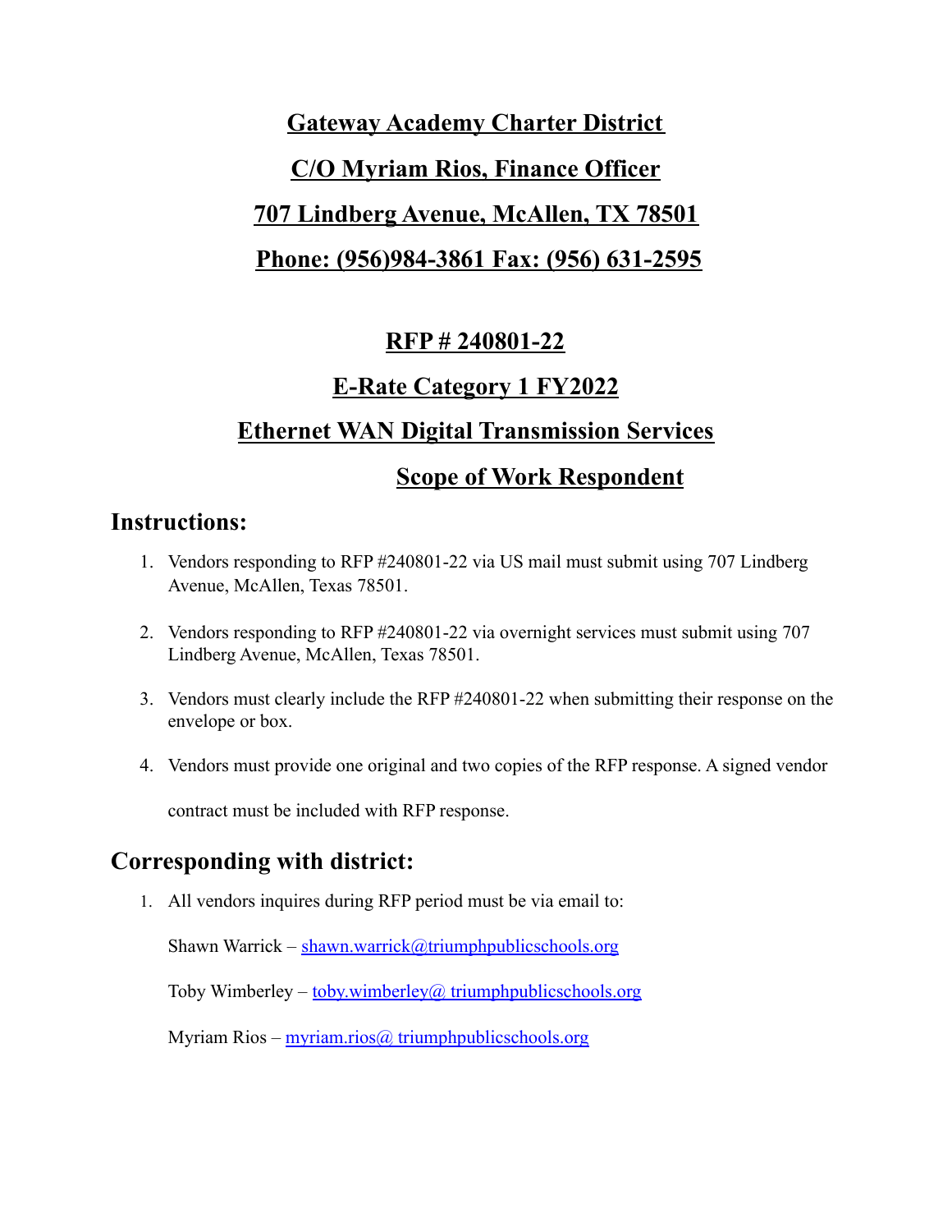**Gateway Academy Charter District**

**C/O Myriam Rios, Finance Officer**

**707 Lindberg Avenue, McAllen, TX 78501**

**Phone: (956)984-3861 Fax: (956) 631-2595**

**RFP # 240801-22**

**E-Rate Category 1 FY2022**

**Ethernet WAN Digital Transmission Services**

**Scope of Work Respondent**

## Instructions:

1. Vendors responding to RFP #240801-22 via US mail must submit using 707 Lindberg Avenue, McAllen, Texas 78501.
2. Vendors responding to RFP #240801-22 via overnight services must submit using 707 Lindberg Avenue, McAllen, Texas 78501.
3. Vendors must clearly include the RFP #240801-22 when submitting their response on the envelope or box.
4. Vendors must provide one original and two copies of the RFP response. A signed vendor contract must be included with RFP response.

## Corresponding with district:

1. All vendors inquires during RFP period must be via email to:

   Shawn Warrick – shawn.warrick@triumphpublicschools.org

   Toby Wimberley – toby.wimberley@ triumphpublicschools.org

   Myriam Rios – myriam.rios@ triumphpublicschools.org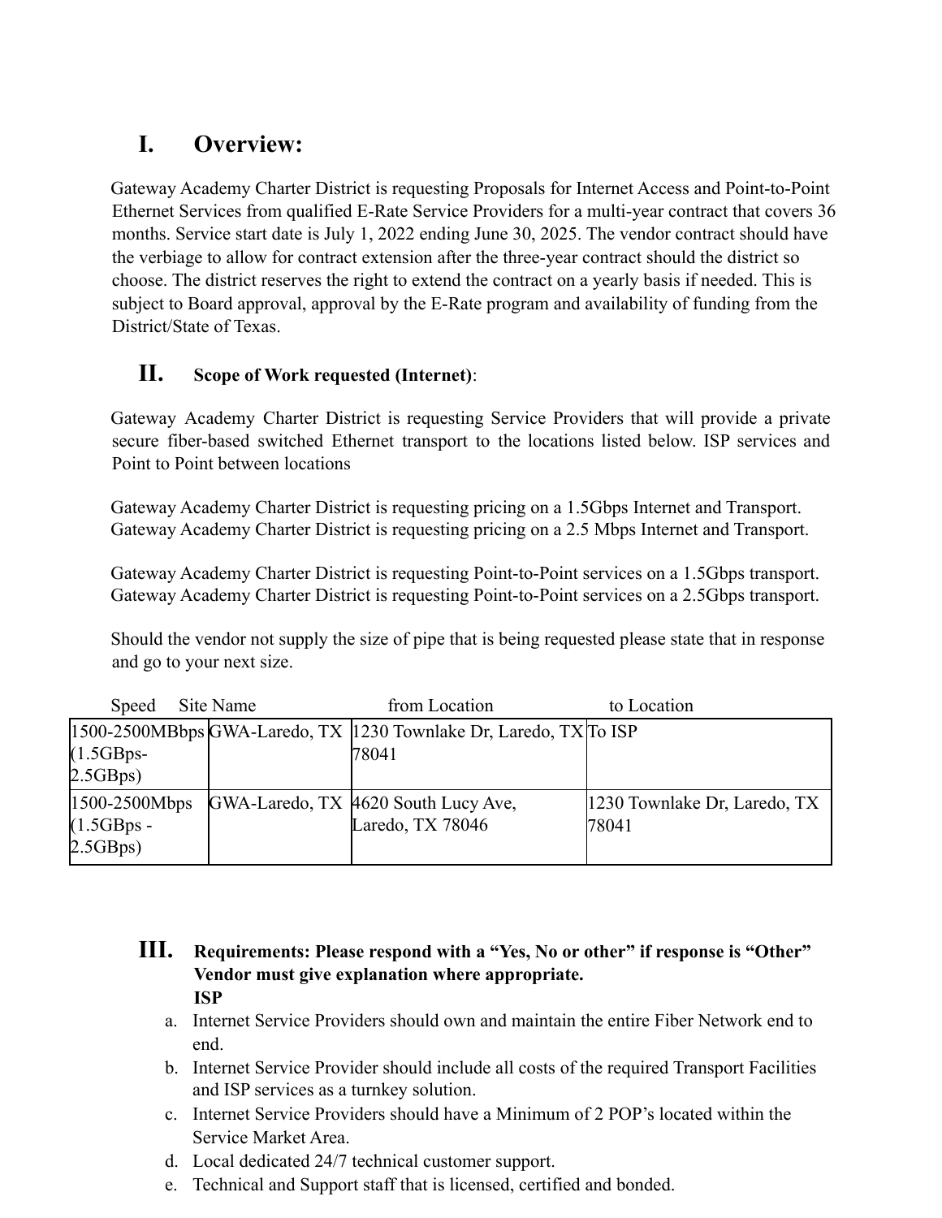## I. Overview:

Gateway Academy Charter District is requesting Proposals for Internet Access and Point-to-Point Ethernet Services from qualified E-Rate Service Providers for a multi-year contract that covers 36 months. Service start date is July 1, 2022 ending June 30, 2025. The vendor contract should have the verbiage to allow for contract extension after the three-year contract should the district so choose. The district reserves the right to extend the contract on a yearly basis if needed. This is subject to Board approval, approval by the E-Rate program and availability of funding from the District/State of Texas.

## II. Scope of Work requested (Internet):

Gateway Academy Charter District is requesting Service Providers that will provide a private secure fiber-based switched Ethernet transport to the locations listed below. ISP services and Point to Point between locations

Gateway Academy Charter District is requesting pricing on a 1.5Gbps Internet and Transport.
Gateway Academy Charter District is requesting pricing on a 2.5 Mbps Internet and Transport.

Gateway Academy Charter District is requesting Point-to-Point services on a 1.5Gbps transport.
Gateway Academy Charter District is requesting Point-to-Point services on a 2.5Gbps transport.

Should the vendor not supply the size of pipe that is being requested please state that in response and go to your next size.

| Speed | Site Name | from Location | to Location |
|---|---|---|---|
| 1500-2500MBbps (1.5GBps-2.5GBps) | GWA-Laredo, TX | 1230 Townlake Dr, Laredo, TX 78041 | To ISP |
| 1500-2500Mbps (1.5GBps - 2.5GBps) | GWA-Laredo, TX | 4620 South Lucy Ave, Laredo, TX 78046 | 1230 Townlake Dr, Laredo, TX 78041 |

## III. Requirements: Please respond with a "Yes, No or other" if response is "Other" Vendor must give explanation where appropriate.

**ISP**

a. Internet Service Providers should own and maintain the entire Fiber Network end to end.
b. Internet Service Provider should include all costs of the required Transport Facilities and ISP services as a turnkey solution.
c. Internet Service Providers should have a Minimum of 2 POP's located within the Service Market Area.
d. Local dedicated 24/7 technical customer support.
e. Technical and Support staff that is licensed, certified and bonded.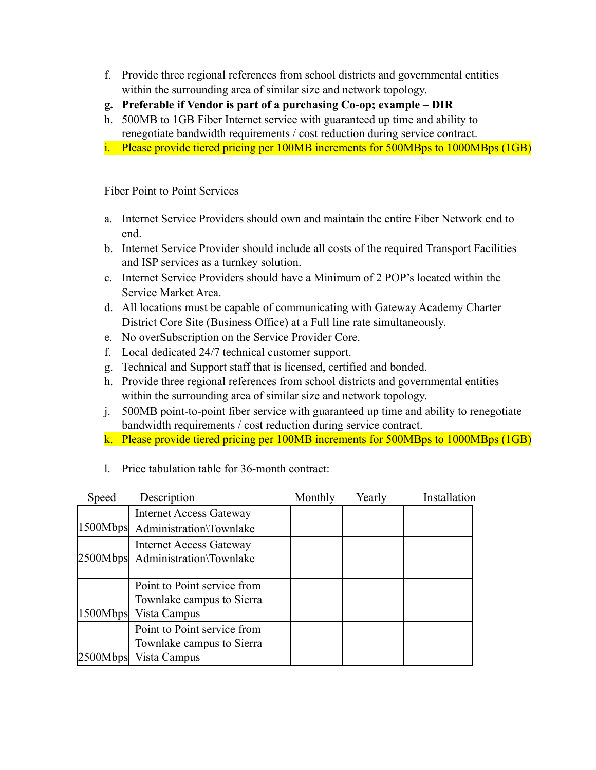f. Provide three regional references from school districts and governmental entities within the surrounding area of similar size and network topology.
**g. Preferable if Vendor is part of a purchasing Co-op; example – DIR**
h. 500MB to 1GB Fiber Internet service with guaranteed up time and ability to renegotiate bandwidth requirements / cost reduction during service contract.
i. Please provide tiered pricing per 100MB increments for 500MBps to 1000MBps (1GB)

Fiber Point to Point Services

a. Internet Service Providers should own and maintain the entire Fiber Network end to end.
b. Internet Service Provider should include all costs of the required Transport Facilities and ISP services as a turnkey solution.
c. Internet Service Providers should have a Minimum of 2 POP's located within the Service Market Area.
d. All locations must be capable of communicating with Gateway Academy Charter District Core Site (Business Office) at a Full line rate simultaneously.
e. No overSubscription on the Service Provider Core.
f. Local dedicated 24/7 technical customer support.
g. Technical and Support staff that is licensed, certified and bonded.
h. Provide three regional references from school districts and governmental entities within the surrounding area of similar size and network topology.
j. 500MB point-to-point fiber service with guaranteed up time and ability to renegotiate bandwidth requirements / cost reduction during service contract.
k. Please provide tiered pricing per 100MB increments for 500MBps to 1000MBps (1GB)

l. Price tabulation table for 36-month contract:

| Speed | Description | Monthly | Yearly | Installation |
|---|---|---|---|---|
| 1500Mbps | Internet Access Gateway Administration\Townlake | | | |
| 2500Mbps | Internet Access Gateway Administration\Townlake | | | |
| 1500Mbps | Point to Point service from Townlake campus to Sierra Vista Campus | | | |
| 2500Mbps | Point to Point service from Townlake campus to Sierra Vista Campus | | | |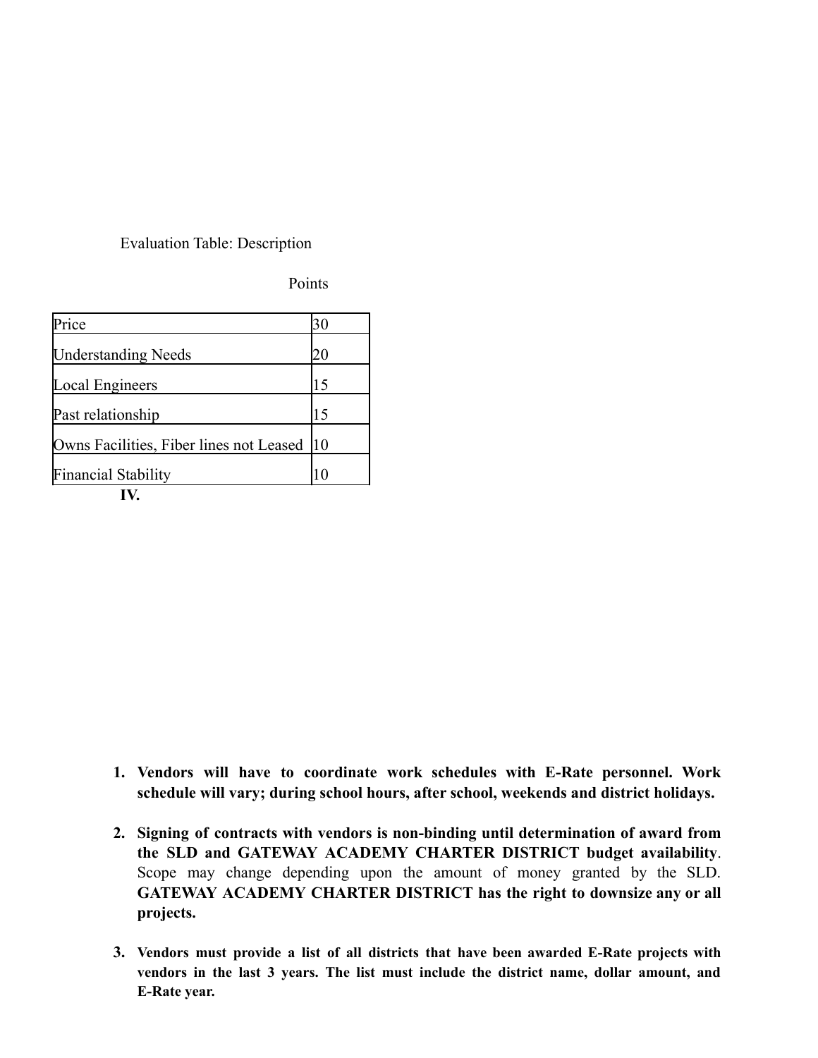Evaluation Table: Description

Points

| | |
|---|---|
| Price | 30 |
| Understanding Needs | 20 |
| Local Engineers | 15 |
| Past relationship | 15 |
| Owns Facilities, Fiber lines not Leased | 10 |
| Financial Stability | 10 |

**IV.**

1. **Vendors will have to coordinate work schedules with E-Rate personnel. Work schedule will vary; during school hours, after school, weekends and district holidays.**

2. **Signing of contracts with vendors is non-binding until determination of award from the SLD and GATEWAY ACADEMY CHARTER DISTRICT budget availability**. Scope may change depending upon the amount of money granted by the SLD. **GATEWAY ACADEMY CHARTER DISTRICT has the right to downsize any or all projects.**

3. **Vendors must provide a list of all districts that have been awarded E-Rate projects with vendors in the last 3 years. The list must include the district name, dollar amount, and E-Rate year.**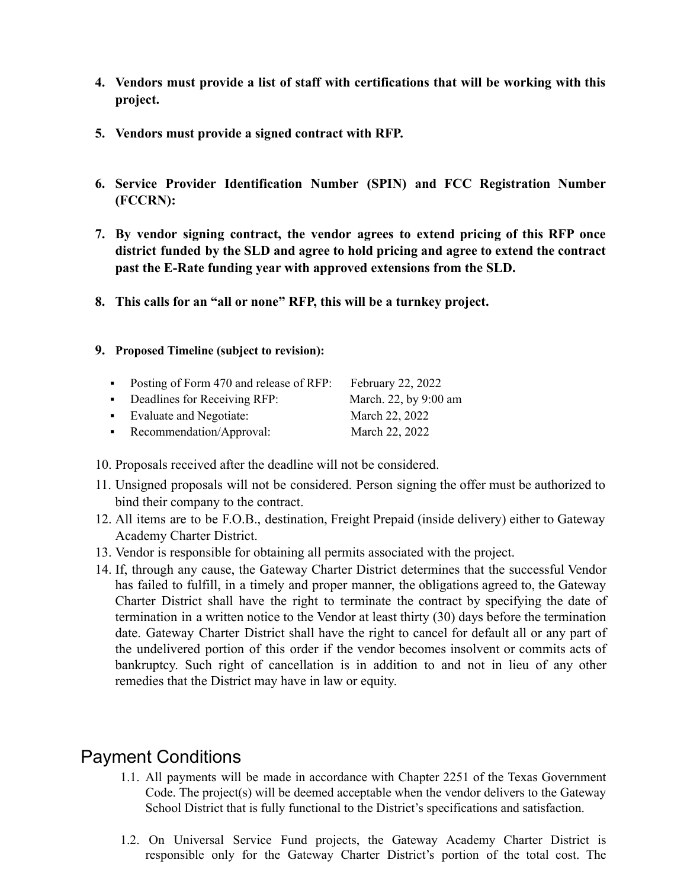4. **Vendors must provide a list of staff with certifications that will be working with this project.**

5. **Vendors must provide a signed contract with RFP.**

6. **Service Provider Identification Number (SPIN) and FCC Registration Number (FCCRN):**

7. **By vendor signing contract, the vendor agrees to extend pricing of this RFP once district funded by the SLD and agree to hold pricing and agree to extend the contract past the E-Rate funding year with approved extensions from the SLD.**

8. **This calls for an "all or none" RFP, this will be a turnkey project.**

9. **Proposed Timeline (subject to revision):**

   - Posting of Form 470 and release of RFP: February 22, 2022
   - Deadlines for Receiving RFP: March. 22, by 9:00 am
   - Evaluate and Negotiate: March 22, 2022
   - Recommendation/Approval: March 22, 2022

10. Proposals received after the deadline will not be considered.
11. Unsigned proposals will not be considered. Person signing the offer must be authorized to bind their company to the contract.
12. All items are to be F.O.B., destination, Freight Prepaid (inside delivery) either to Gateway Academy Charter District.
13. Vendor is responsible for obtaining all permits associated with the project.
14. If, through any cause, the Gateway Charter District determines that the successful Vendor has failed to fulfill, in a timely and proper manner, the obligations agreed to, the Gateway Charter District shall have the right to terminate the contract by specifying the date of termination in a written notice to the Vendor at least thirty (30) days before the termination date. Gateway Charter District shall have the right to cancel for default all or any part of the undelivered portion of this order if the vendor becomes insolvent or commits acts of bankruptcy. Such right of cancellation is in addition to and not in lieu of any other remedies that the District may have in law or equity.

# Payment Conditions

1.1. All payments will be made in accordance with Chapter 2251 of the Texas Government Code. The project(s) will be deemed acceptable when the vendor delivers to the Gateway School District that is fully functional to the District's specifications and satisfaction.

1.2. On Universal Service Fund projects, the Gateway Academy Charter District is responsible only for the Gateway Charter District's portion of the total cost. The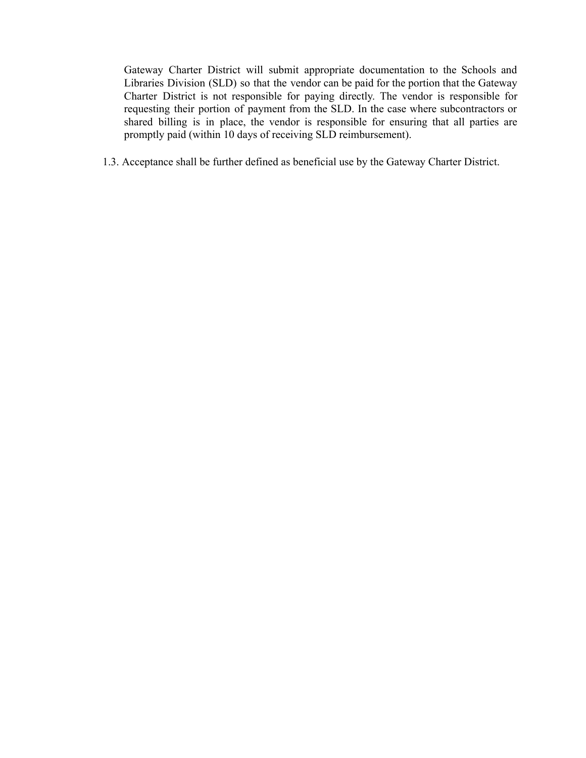Gateway Charter District will submit appropriate documentation to the Schools and Libraries Division (SLD) so that the vendor can be paid for the portion that the Gateway Charter District is not responsible for paying directly. The vendor is responsible for requesting their portion of payment from the SLD. In the case where subcontractors or shared billing is in place, the vendor is responsible for ensuring that all parties are promptly paid (within 10 days of receiving SLD reimbursement).

1.3. Acceptance shall be further defined as beneficial use by the Gateway Charter District.